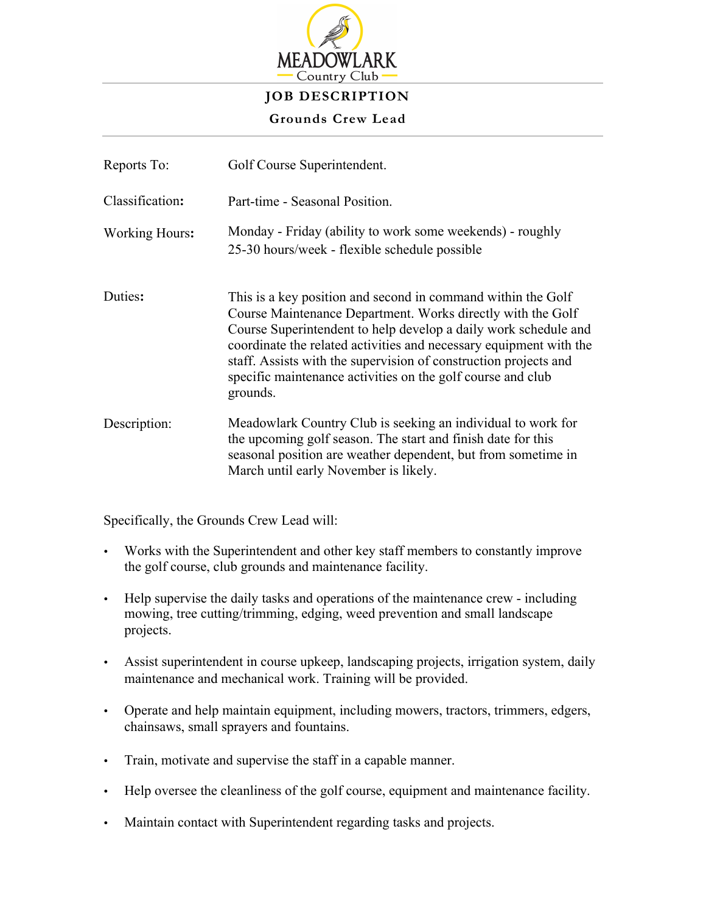MEADOWLARK
Country Club

# JOB DESCRIPTION

## Grounds Crew Lead

| | |
|---|---|
| Reports To: | Golf Course Superintendent. |
| Classification: | Part-time - Seasonal Position. |
| Working Hours: | Monday - Friday (ability to work some weekends) - roughly 25-30 hours/week - flexible schedule possible |
| Duties: | This is a key position and second in command within the Golf Course Maintenance Department. Works directly with the Golf Course Superintendent to help develop a daily work schedule and coordinate the related activities and necessary equipment with the staff. Assists with the supervision of construction projects and specific maintenance activities on the golf course and club grounds. |
| Description: | Meadowlark Country Club is seeking an individual to work for the upcoming golf season. The start and finish date for this seasonal position are weather dependent, but from sometime in March until early November is likely. |

Specifically, the Grounds Crew Lead will:

- Works with the Superintendent and other key staff members to constantly improve the golf course, club grounds and maintenance facility.
- Help supervise the daily tasks and operations of the maintenance crew - including mowing, tree cutting/trimming, edging, weed prevention and small landscape projects.
- Assist superintendent in course upkeep, landscaping projects, irrigation system, daily maintenance and mechanical work. Training will be provided.
- Operate and help maintain equipment, including mowers, tractors, trimmers, edgers, chainsaws, small sprayers and fountains.
- Train, motivate and supervise the staff in a capable manner.
- Help oversee the cleanliness of the golf course, equipment and maintenance facility.
- Maintain contact with Superintendent regarding tasks and projects.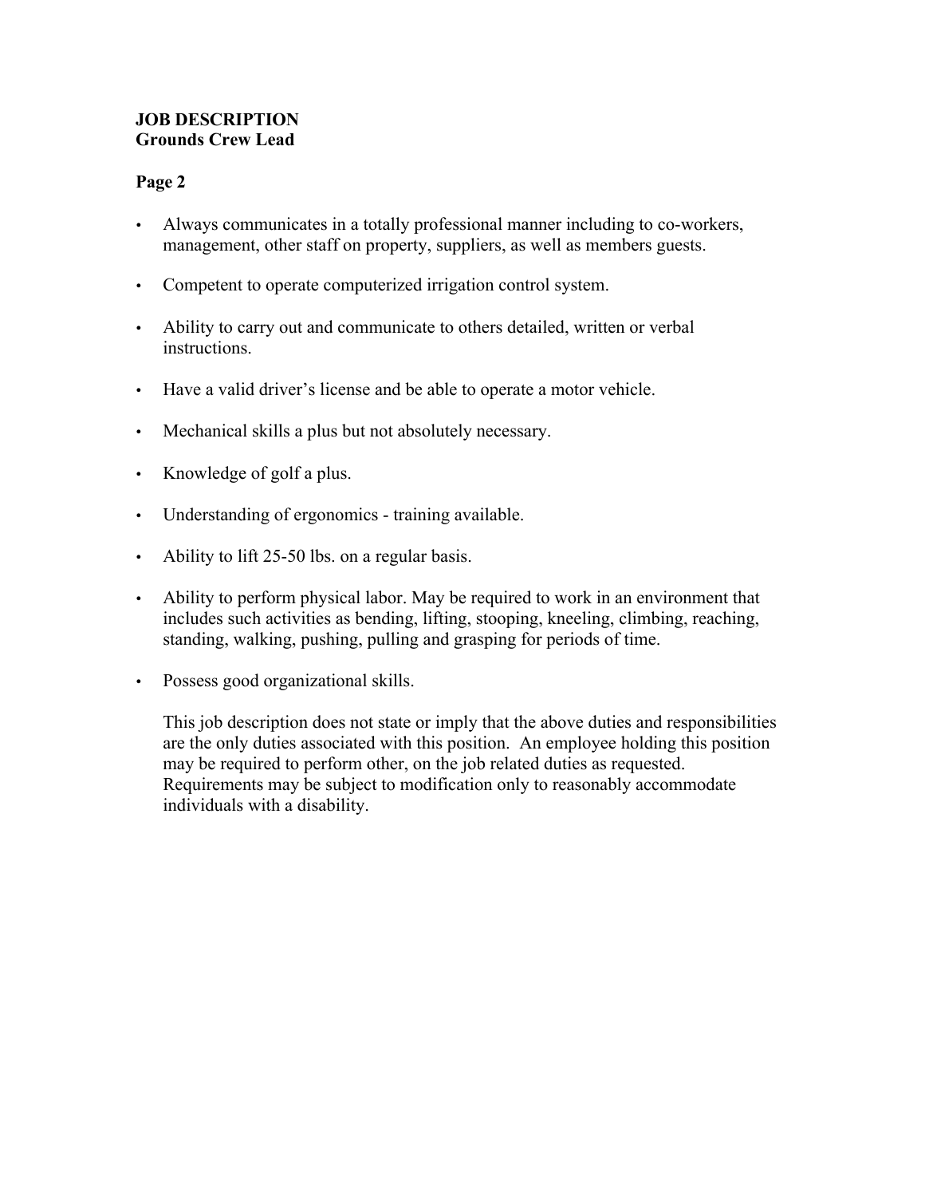**JOB DESCRIPTION**
**Grounds Crew Lead**

**Page 2**

- Always communicates in a totally professional manner including to co-workers, management, other staff on property, suppliers, as well as members guests.
- Competent to operate computerized irrigation control system.
- Ability to carry out and communicate to others detailed, written or verbal instructions.
- Have a valid driver's license and be able to operate a motor vehicle.
- Mechanical skills a plus but not absolutely necessary.
- Knowledge of golf a plus.
- Understanding of ergonomics - training available.
- Ability to lift 25-50 lbs. on a regular basis.
- Ability to perform physical labor. May be required to work in an environment that includes such activities as bending, lifting, stooping, kneeling, climbing, reaching, standing, walking, pushing, pulling and grasping for periods of time.
- Possess good organizational skills.

This job description does not state or imply that the above duties and responsibilities are the only duties associated with this position. An employee holding this position may be required to perform other, on the job related duties as requested. Requirements may be subject to modification only to reasonably accommodate individuals with a disability.